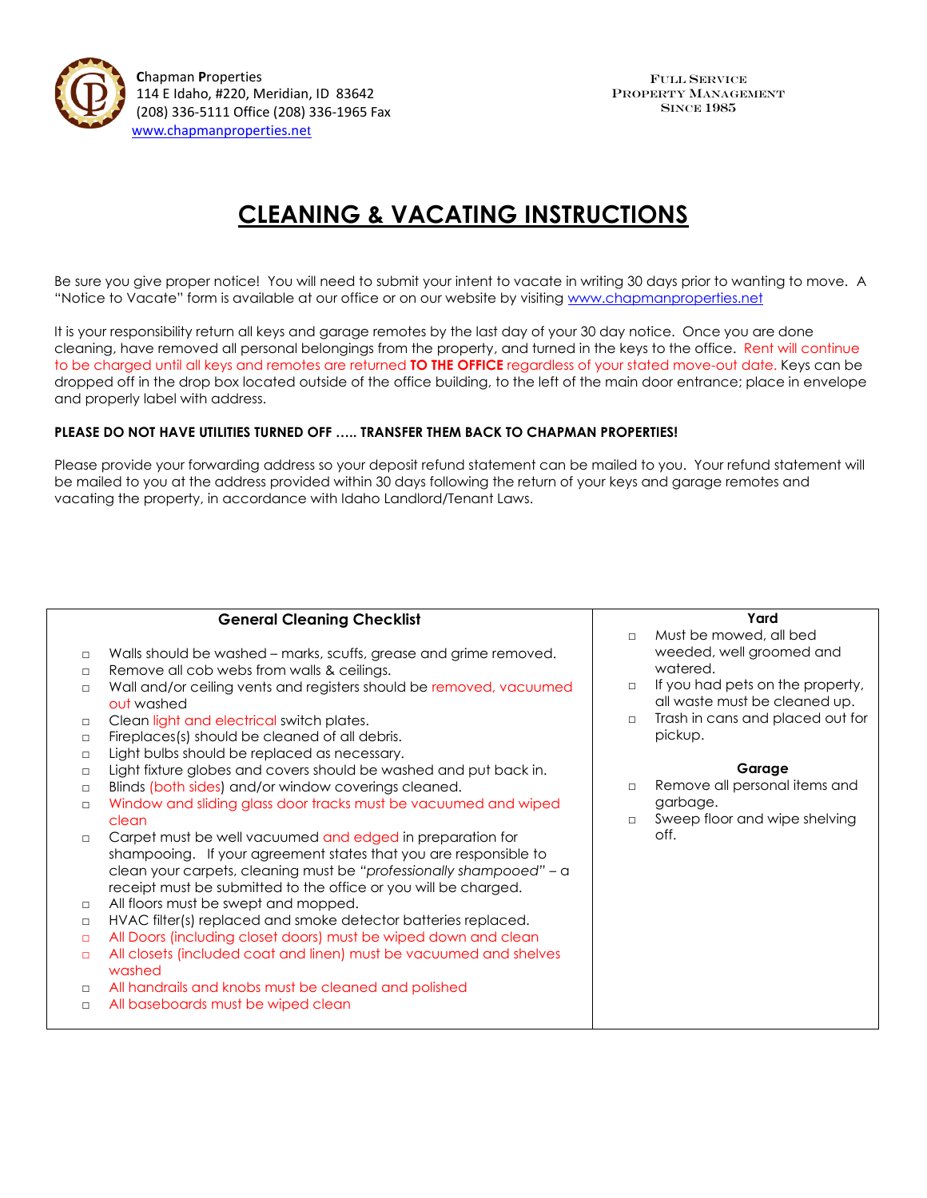**C**hapman **P**roperties
114 E Idaho, #220, Meridian, ID 83642
(208) 336-5111 Office (208) 336-1965 Fax
www.chapmanproperties.net

FULL SERVICE
PROPERTY MANAGEMENT
SINCE 1985

# CLEANING & VACATING INSTRUCTIONS

Be sure you give proper notice! You will need to submit your intent to vacate in writing 30 days prior to wanting to move. A "Notice to Vacate" form is available at our office or on our website by visiting www.chapmanproperties.net

It is your responsibility return all keys and garage remotes by the last day of your 30 day notice. Once you are done cleaning, have removed all personal belongings from the property, and turned in the keys to the office. Rent will continue to be charged until all keys and remotes are returned **TO THE OFFICE** regardless of your stated move-out date. Keys can be dropped off in the drop box located outside of the office building, to the left of the main door entrance; place in envelope and properly label with address.

**PLEASE DO NOT HAVE UTILITIES TURNED OFF ….. TRANSFER THEM BACK TO CHAPMAN PROPERTIES!**

Please provide your forwarding address so your deposit refund statement can be mailed to you. Your refund statement will be mailed to you at the address provided within 30 days following the return of your keys and garage remotes and vacating the property, in accordance with Idaho Landlord/Tenant Laws.

### General Cleaning Checklist

- □ Walls should be washed – marks, scuffs, grease and grime removed.
- □ Remove all cob webs from walls & ceilings.
- □ Wall and/or ceiling vents and registers should be removed, vacuumed out washed
- □ Clean light and electrical switch plates.
- □ Fireplaces(s) should be cleaned of all debris.
- □ Light bulbs should be replaced as necessary.
- □ Light fixture globes and covers should be washed and put back in.
- □ Blinds (both sides) and/or window coverings cleaned.
- □ Window and sliding glass door tracks must be vacuumed and wiped clean
- □ Carpet must be well vacuumed and edged in preparation for shampooing. If your agreement states that you are responsible to clean your carpets, cleaning must be *"professionally shampooed"* – a receipt must be submitted to the office or you will be charged.
- □ All floors must be swept and mopped.
- □ HVAC filter(s) replaced and smoke detector batteries replaced.
- □ All Doors (including closet doors) must be wiped down and clean
- □ All closets (included coat and linen) must be vacuumed and shelves washed
- □ All handrails and knobs must be cleaned and polished
- □ All baseboards must be wiped clean

### Yard

- □ Must be mowed, all bed weeded, well groomed and watered.
- □ If you had pets on the property, all waste must be cleaned up.
- □ Trash in cans and placed out for pickup.

### Garage

- □ Remove all personal items and garbage.
- □ Sweep floor and wipe shelving off.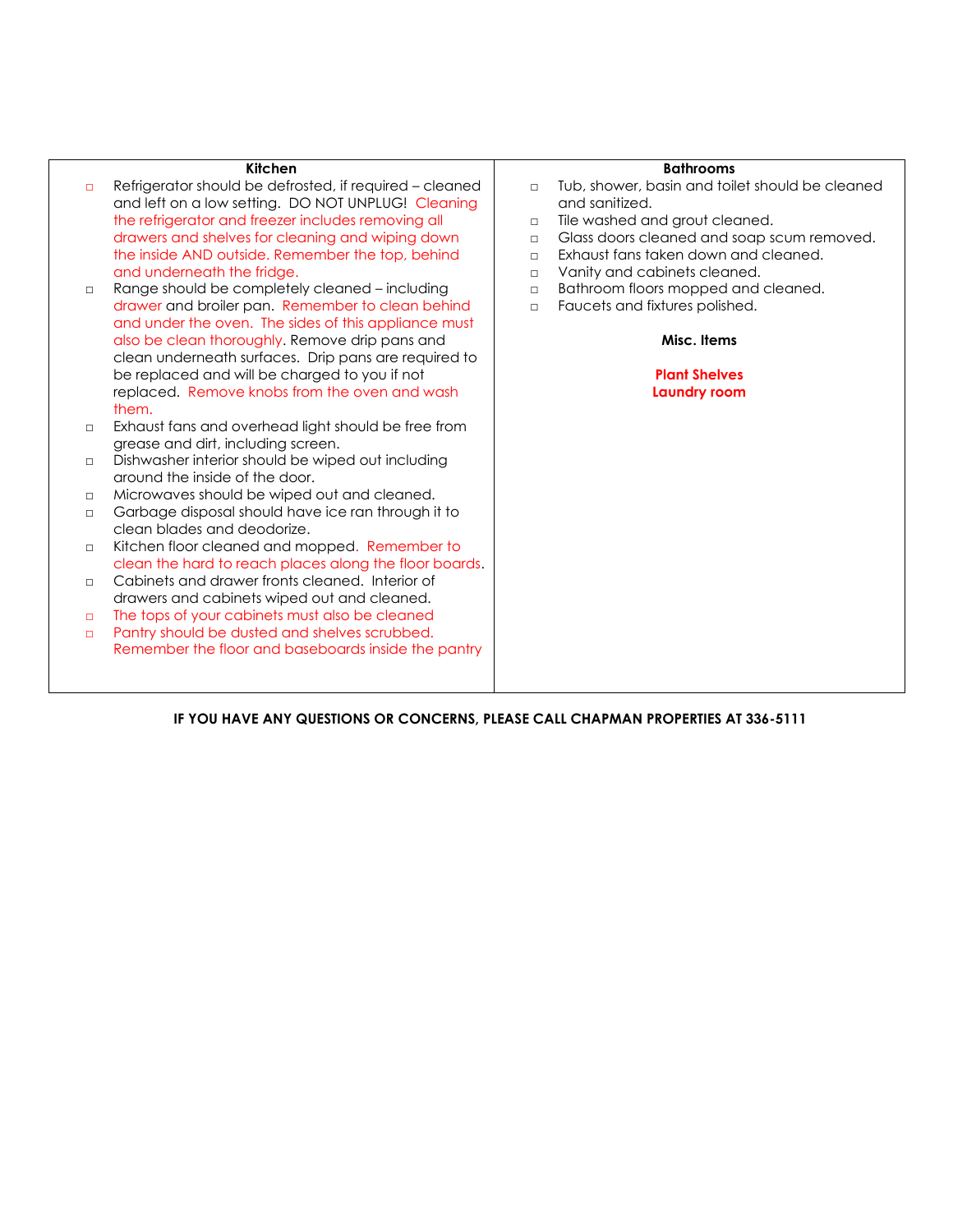## Kitchen

- Refrigerator should be defrosted, if required – cleaned and left on a low setting. DO NOT UNPLUG! Cleaning the refrigerator and freezer includes removing all drawers and shelves for cleaning and wiping down the inside AND outside. Remember the top, behind and underneath the fridge.
- Range should be completely cleaned – including drawer and broiler pan. Remember to clean behind and under the oven. The sides of this appliance must also be clean thoroughly. Remove drip pans and clean underneath surfaces. Drip pans are required to be replaced and will be charged to you if not replaced. Remove knobs from the oven and wash them.
- Exhaust fans and overhead light should be free from grease and dirt, including screen.
- Dishwasher interior should be wiped out including around the inside of the door.
- Microwaves should be wiped out and cleaned.
- Garbage disposal should have ice ran through it to clean blades and deodorize.
- Kitchen floor cleaned and mopped. Remember to clean the hard to reach places along the floor boards.
- Cabinets and drawer fronts cleaned. Interior of drawers and cabinets wiped out and cleaned.
- The tops of your cabinets must also be cleaned
- Pantry should be dusted and shelves scrubbed. Remember the floor and baseboards inside the pantry

## Bathrooms

- Tub, shower, basin and toilet should be cleaned and sanitized.
- Tile washed and grout cleaned.
- Glass doors cleaned and soap scum removed.
- Exhaust fans taken down and cleaned.
- Vanity and cabinets cleaned.
- Bathroom floors mopped and cleaned.
- Faucets and fixtures polished.

## Misc. Items

**Plant Shelves**
**Laundry room**

**IF YOU HAVE ANY QUESTIONS OR CONCERNS, PLEASE CALL CHAPMAN PROPERTIES AT 336-5111**